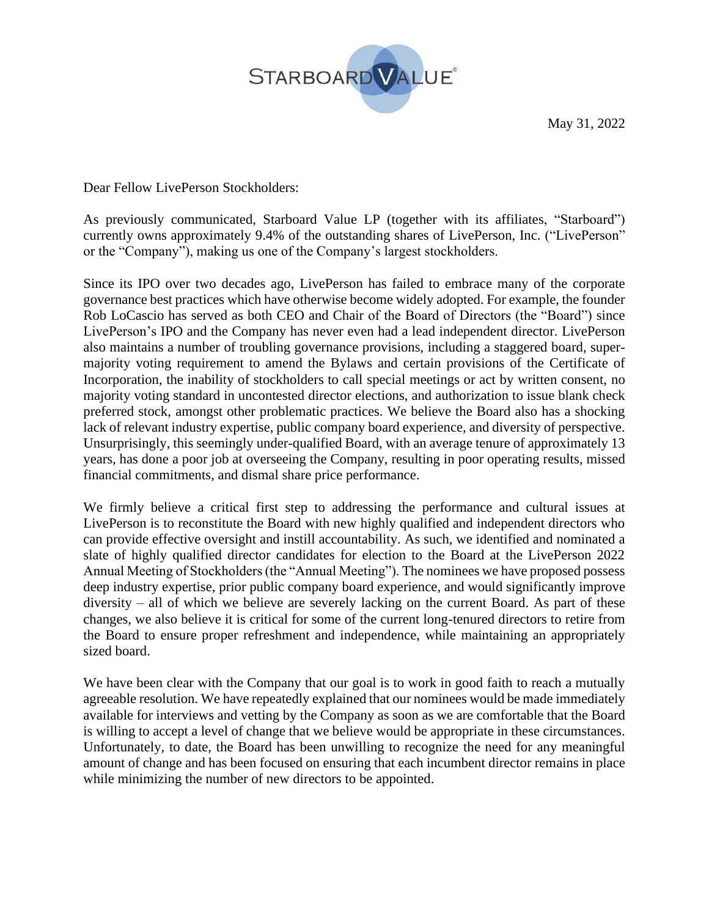STARBOARD VALUE®

May 31, 2022

Dear Fellow LivePerson Stockholders:

As previously communicated, Starboard Value LP (together with its affiliates, "Starboard") currently owns approximately 9.4% of the outstanding shares of LivePerson, Inc. ("LivePerson" or the "Company"), making us one of the Company's largest stockholders.

Since its IPO over two decades ago, LivePerson has failed to embrace many of the corporate governance best practices which have otherwise become widely adopted. For example, the founder Rob LoCascio has served as both CEO and Chair of the Board of Directors (the "Board") since LivePerson's IPO and the Company has never even had a lead independent director. LivePerson also maintains a number of troubling governance provisions, including a staggered board, super-majority voting requirement to amend the Bylaws and certain provisions of the Certificate of Incorporation, the inability of stockholders to call special meetings or act by written consent, no majority voting standard in uncontested director elections, and authorization to issue blank check preferred stock, amongst other problematic practices. We believe the Board also has a shocking lack of relevant industry expertise, public company board experience, and diversity of perspective. Unsurprisingly, this seemingly under-qualified Board, with an average tenure of approximately 13 years, has done a poor job at overseeing the Company, resulting in poor operating results, missed financial commitments, and dismal share price performance.

We firmly believe a critical first step to addressing the performance and cultural issues at LivePerson is to reconstitute the Board with new highly qualified and independent directors who can provide effective oversight and instill accountability. As such, we identified and nominated a slate of highly qualified director candidates for election to the Board at the LivePerson 2022 Annual Meeting of Stockholders (the "Annual Meeting"). The nominees we have proposed possess deep industry expertise, prior public company board experience, and would significantly improve diversity – all of which we believe are severely lacking on the current Board. As part of these changes, we also believe it is critical for some of the current long-tenured directors to retire from the Board to ensure proper refreshment and independence, while maintaining an appropriately sized board.

We have been clear with the Company that our goal is to work in good faith to reach a mutually agreeable resolution. We have repeatedly explained that our nominees would be made immediately available for interviews and vetting by the Company as soon as we are comfortable that the Board is willing to accept a level of change that we believe would be appropriate in these circumstances. Unfortunately, to date, the Board has been unwilling to recognize the need for any meaningful amount of change and has been focused on ensuring that each incumbent director remains in place while minimizing the number of new directors to be appointed.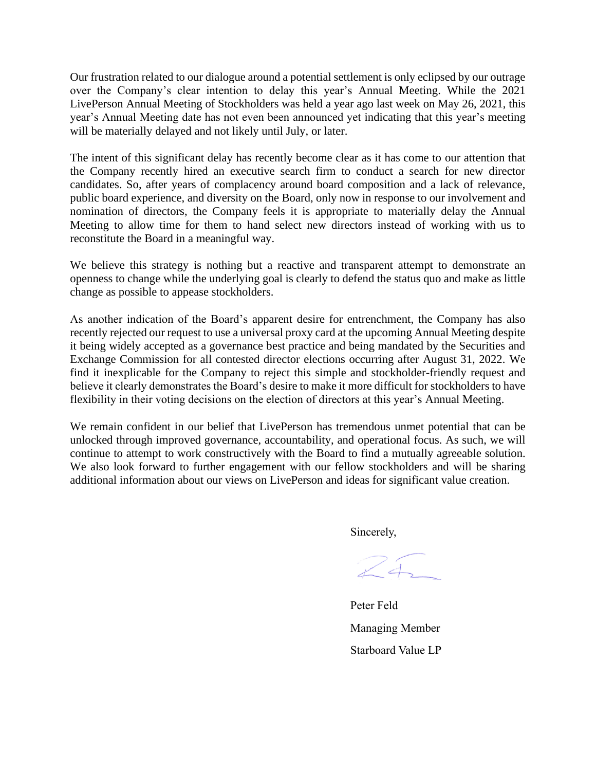Our frustration related to our dialogue around a potential settlement is only eclipsed by our outrage over the Company's clear intention to delay this year's Annual Meeting. While the 2021 LivePerson Annual Meeting of Stockholders was held a year ago last week on May 26, 2021, this year's Annual Meeting date has not even been announced yet indicating that this year's meeting will be materially delayed and not likely until July, or later.

The intent of this significant delay has recently become clear as it has come to our attention that the Company recently hired an executive search firm to conduct a search for new director candidates. So, after years of complacency around board composition and a lack of relevance, public board experience, and diversity on the Board, only now in response to our involvement and nomination of directors, the Company feels it is appropriate to materially delay the Annual Meeting to allow time for them to hand select new directors instead of working with us to reconstitute the Board in a meaningful way.

We believe this strategy is nothing but a reactive and transparent attempt to demonstrate an openness to change while the underlying goal is clearly to defend the status quo and make as little change as possible to appease stockholders.

As another indication of the Board's apparent desire for entrenchment, the Company has also recently rejected our request to use a universal proxy card at the upcoming Annual Meeting despite it being widely accepted as a governance best practice and being mandated by the Securities and Exchange Commission for all contested director elections occurring after August 31, 2022. We find it inexplicable for the Company to reject this simple and stockholder-friendly request and believe it clearly demonstrates the Board's desire to make it more difficult for stockholders to have flexibility in their voting decisions on the election of directors at this year's Annual Meeting.

We remain confident in our belief that LivePerson has tremendous unmet potential that can be unlocked through improved governance, accountability, and operational focus. As such, we will continue to attempt to work constructively with the Board to find a mutually agreeable solution. We also look forward to further engagement with our fellow stockholders and will be sharing additional information about our views on LivePerson and ideas for significant value creation.

Sincerely,

Peter Feld

Managing Member

Starboard Value LP